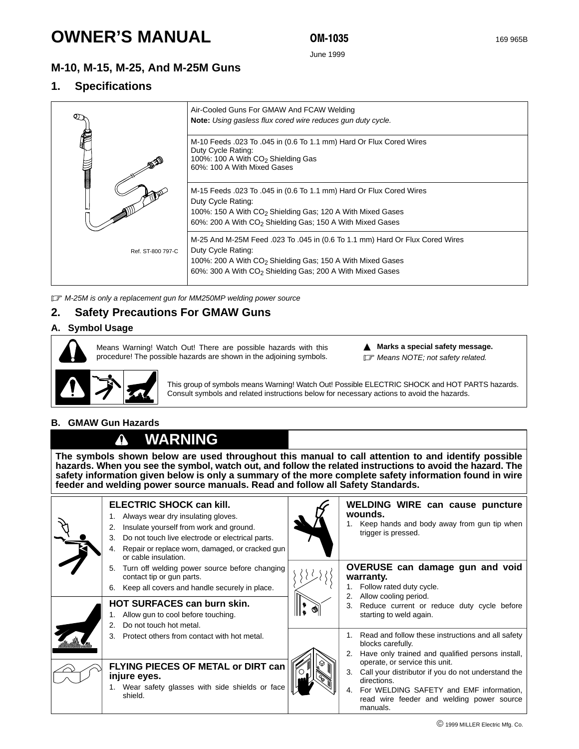# OWNER'S MANUAL

**OM-1035** 169 965B

June 1999

## M-10, M-15, M-25, And M-25M Guns

## 1. Specifications

| | |
|---|---|
| Ref. ST-800 797-C | Air-Cooled Guns For GMAW And FCAW Welding<br>**Note:** *Using gasless flux cored wire reduces gun duty cycle.* |
| | M-10 Feeds .023 To .045 in (0.6 To 1.1 mm) Hard Or Flux Cored Wires<br>Duty Cycle Rating:<br>100%: 100 A With $CO_2$ Shielding Gas<br>60%: 100 A With Mixed Gases |
| | M-15 Feeds .023 To .045 in (0.6 To 1.1 mm) Hard Or Flux Cored Wires<br>Duty Cycle Rating:<br>100%: 150 A With $CO_2$ Shielding Gas; 120 A With Mixed Gases<br>60%: 200 A With $CO_2$ Shielding Gas; 150 A With Mixed Gases |
| | M-25 And M-25M Feed .023 To .045 in (0.6 To 1.1 mm) Hard Or Flux Cored Wires<br>Duty Cycle Rating:<br>100%: 200 A With $CO_2$ Shielding Gas; 150 A With Mixed Gases<br>60%: 300 A With $CO_2$ Shielding Gas; 200 A With Mixed Gases |

☞ *M-25M is only a replacement gun for MM250MP welding power source*

## 2. Safety Precautions For GMAW Guns

### A. Symbol Usage

Means Warning! Watch Out! There are possible hazards with this procedure! The possible hazards are shown in the adjoining symbols.

▲ **Marks a special safety message.**

☞ *Means NOTE; not safety related.*

This group of symbols means Warning! Watch Out! Possible ELECTRIC SHOCK and HOT PARTS hazards. Consult symbols and related instructions below for necessary actions to avoid the hazards.

### B. GMAW Gun Hazards

**WARNING**

**The symbols shown below are used throughout this manual to call attention to and identify possible hazards. When you see the symbol, watch out, and follow the related instructions to avoid the hazard. The safety information given below is only a summary of the more complete safety information found in wire feeder and welding power source manuals. Read and follow all Safety Standards.**

**ELECTRIC SHOCK can kill.**

1. Always wear dry insulating gloves.
2. Insulate yourself from work and ground.
3. Do not touch live electrode or electrical parts.
4. Repair or replace worn, damaged, or cracked gun or cable insulation.
5. Turn off welding power source before changing contact tip or gun parts.
6. Keep all covers and handle securely in place.

**HOT SURFACES can burn skin.**

1. Allow gun to cool before touching.
2. Do not touch hot metal.
3. Protect others from contact with hot metal.

**FLYING PIECES OF METAL or DIRT can injure eyes.**

1. Wear safety glasses with side shields or face shield.

**WELDING WIRE can cause puncture wounds.**

1. Keep hands and body away from gun tip when trigger is pressed.

**OVERUSE can damage gun and void warranty.**

1. Follow rated duty cycle.
2. Allow cooling period.
3. Reduce current or reduce duty cycle before starting to weld again.

1. Read and follow these instructions and all safety blocks carefully.
2. Have only trained and qualified persons install, operate, or service this unit.
3. Call your distributor if you do not understand the directions.
4. For WELDING SAFETY and EMF information, read wire feeder and welding power source manuals.

© 1999 MILLER Electric Mfg. Co.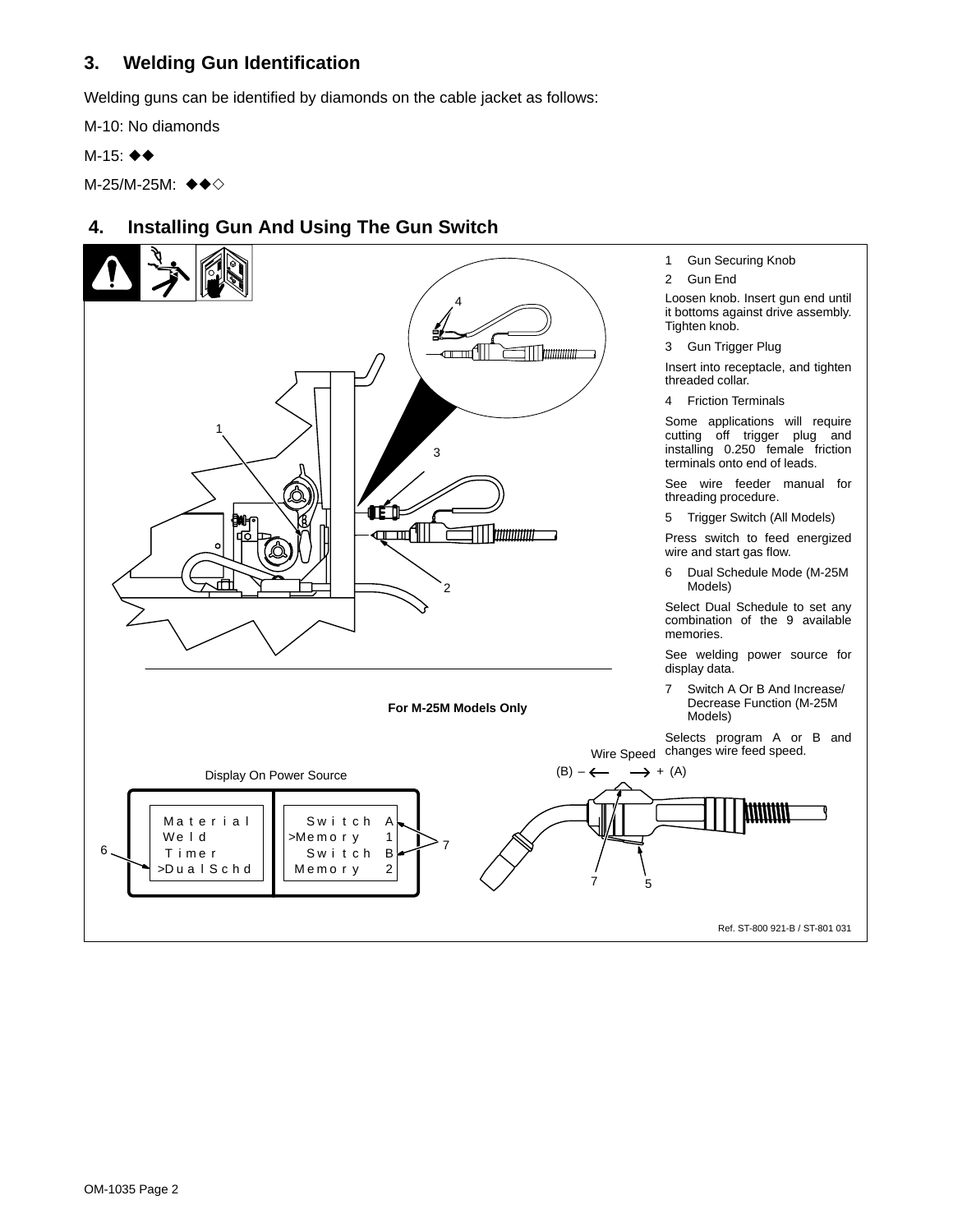## 3. Welding Gun Identification

Welding guns can be identified by diamonds on the cable jacket as follows:

M-10: No diamonds

M-15: ◆◆

M-25/M-25M: ◆◆◇

## 4. Installing Gun And Using The Gun Switch

1 Gun Securing Knob

2 Gun End

Loosen knob. Insert gun end until it bottoms against drive assembly. Tighten knob.

3 Gun Trigger Plug

Insert into receptacle, and tighten threaded collar.

4 Friction Terminals

Some applications will require cutting off trigger plug and installing 0.250 female friction terminals onto end of leads.

See wire feeder manual for threading procedure.

5 Trigger Switch (All Models)

Press switch to feed energized wire and start gas flow.

6 Dual Schedule Mode (M-25M Models)

Select Dual Schedule to set any combination of the 9 available memories.

See welding power source for display data.

7 Switch A Or B And Increase/ Decrease Function (M-25M Models)

Selects program A or B and changes wire feed speed.

**For M-25M Models Only**

Display On Power Source

| | |
|---|---|
| Material | Switch A |
| Weld | >Memory 1 |
| Timer | Switch B |
| >DualSchd | Memory 2 |

Wire Speed

(B) – ⟵ ⟶ + (A)

Ref. ST-800 921-B / ST-801 031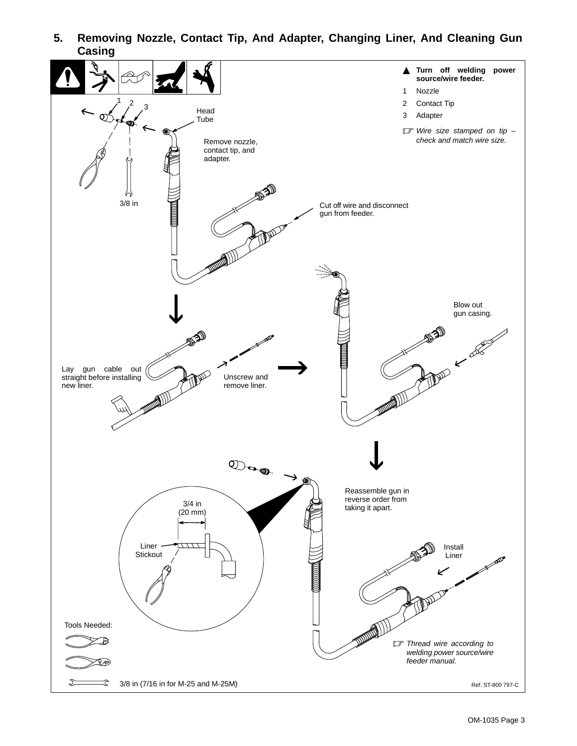## 5. Removing Nozzle, Contact Tip, And Adapter, Changing Liner, And Cleaning Gun Casing

▲ **Turn off welding power source/wire feeder.**

1 Nozzle

2 Contact Tip

3 Adapter

☞ *Wire size stamped on tip – check and match wire size.*

Head Tube

Remove nozzle, contact tip, and adapter.

3/8 in

Cut off wire and disconnect gun from feeder.

Blow out gun casing.

Lay gun cable out straight before installing new liner.

Unscrew and remove liner.

Reassemble gun in reverse order from taking it apart.

3/4 in (20 mm)

Liner Stickout

Install Liner

☞ *Thread wire according to welding power source/wire feeder manual.*

Tools Needed:

3/8 in (7/16 in for M-25 and M-25M)

Ref. ST-800 797-C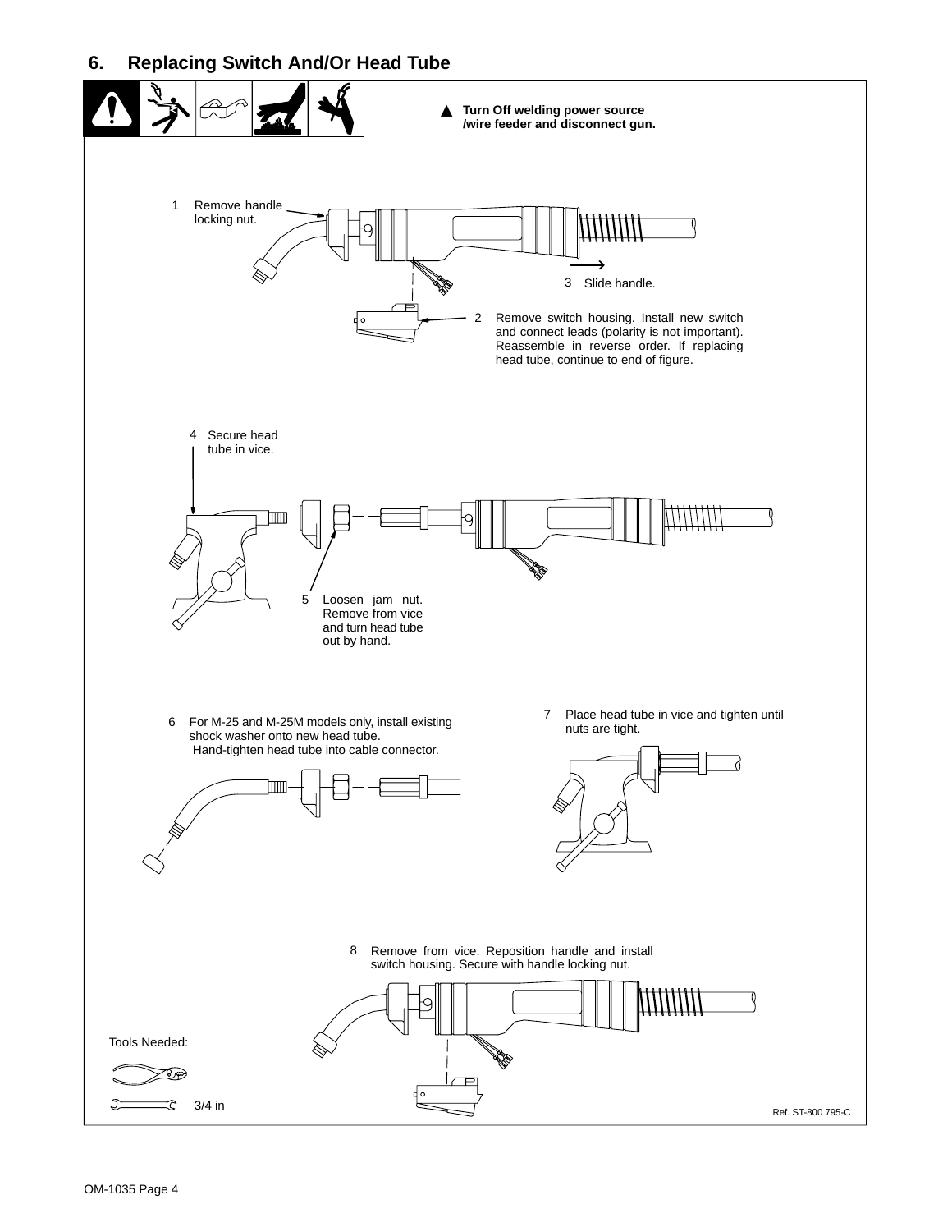## 6. Replacing Switch And/Or Head Tube

▲ **Turn Off welding power source /wire feeder and disconnect gun.**

1 Remove handle locking nut.

2 Remove switch housing. Install new switch and connect leads (polarity is not important). Reassemble in reverse order. If replacing head tube, continue to end of figure.

3 Slide handle.

4 Secure head tube in vice.

5 Loosen jam nut. Remove from vice and turn head tube out by hand.

6 For M-25 and M-25M models only, install existing shock washer onto new head tube. Hand-tighten head tube into cable connector.

7 Place head tube in vice and tighten until nuts are tight.

8 Remove from vice. Reposition handle and install switch housing. Secure with handle locking nut.

Tools Needed:

3/4 in

Ref. ST-800 795-C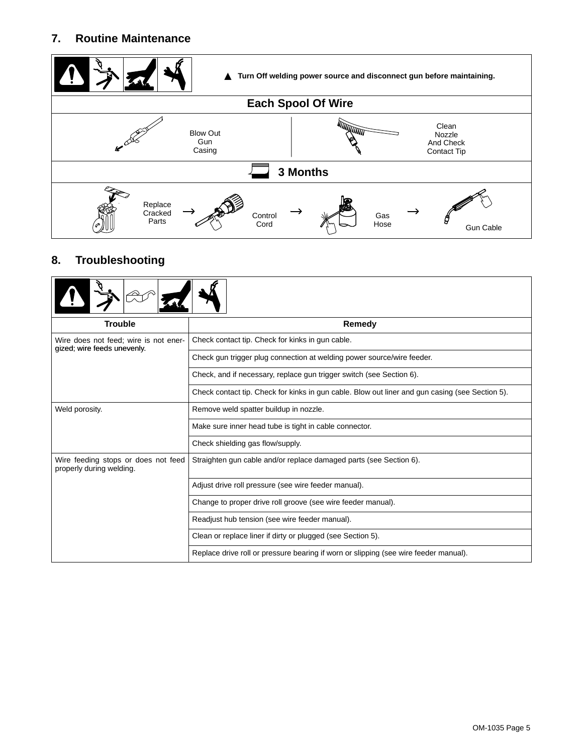## 7. Routine Maintenance

▲ **Turn Off welding power source and disconnect gun before maintaining.**

| **Each Spool Of Wire** | |
|---|---|
| Blow Out Gun Casing | Clean Nozzle And Check Contact Tip |

| **3 Months** | | | |
|---|---|---|---|
| Replace Cracked Parts → | Control Cord → | Gas Hose → | Gun Cable |

## 8. Troubleshooting

| Trouble | Remedy |
|---|---|
| Wire does not feed; wire is not energized; wire feeds unevenly. | Check contact tip. Check for kinks in gun cable. |
| | Check gun trigger plug connection at welding power source/wire feeder. |
| | Check, and if necessary, replace gun trigger switch (see Section 6). |
| | Check contact tip. Check for kinks in gun cable. Blow out liner and gun casing (see Section 5). |
| Weld porosity. | Remove weld spatter buildup in nozzle. |
| | Make sure inner head tube is tight in cable connector. |
| | Check shielding gas flow/supply. |
| Wire feeding stops or does not feed properly during welding. | Straighten gun cable and/or replace damaged parts (see Section 6). |
| | Adjust drive roll pressure (see wire feeder manual). |
| | Change to proper drive roll groove (see wire feeder manual). |
| | Readjust hub tension (see wire feeder manual). |
| | Clean or replace liner if dirty or plugged (see Section 5). |
| | Replace drive roll or pressure bearing if worn or slipping (see wire feeder manual). |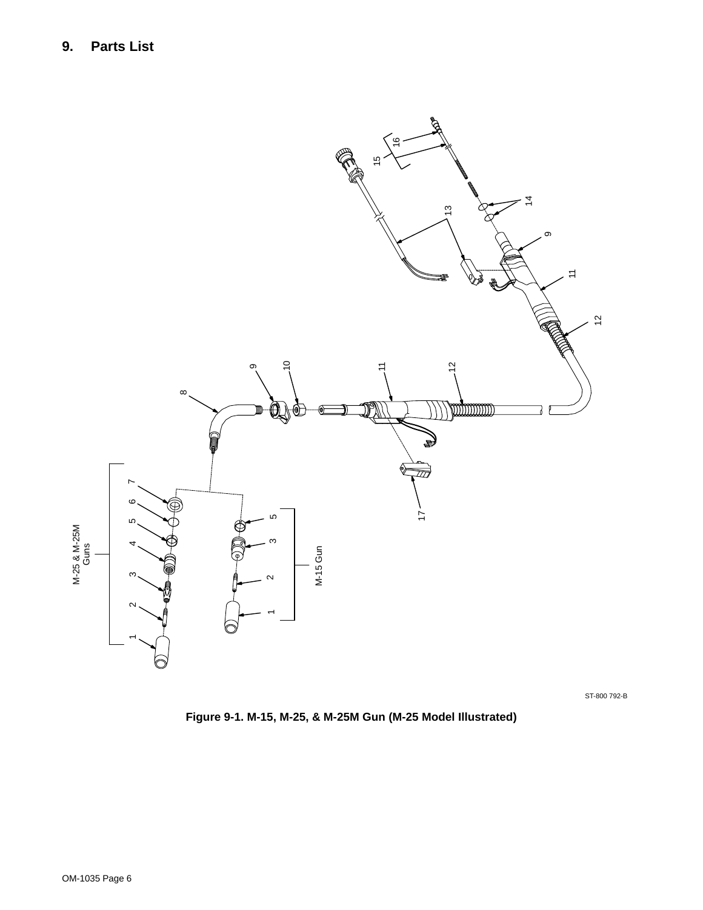## 9. Parts List

ST-800 792-B

**Figure 9-1. M-15, M-25, & M-25M Gun (M-25 Model Illustrated)**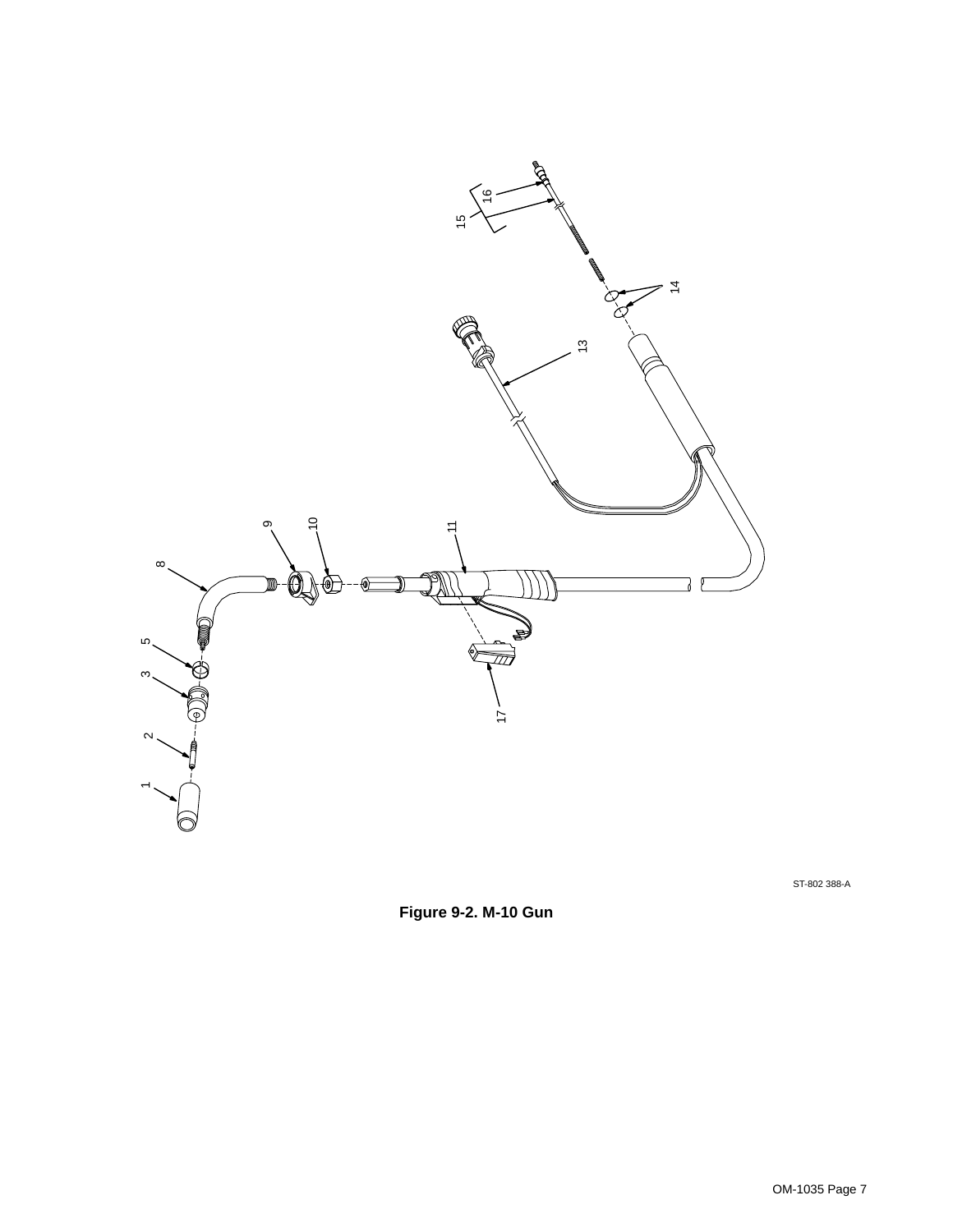1
2
3
5
8
9
10
11
13
14
15
16
17

ST-802 388-A

**Figure 9-2. M-10 Gun**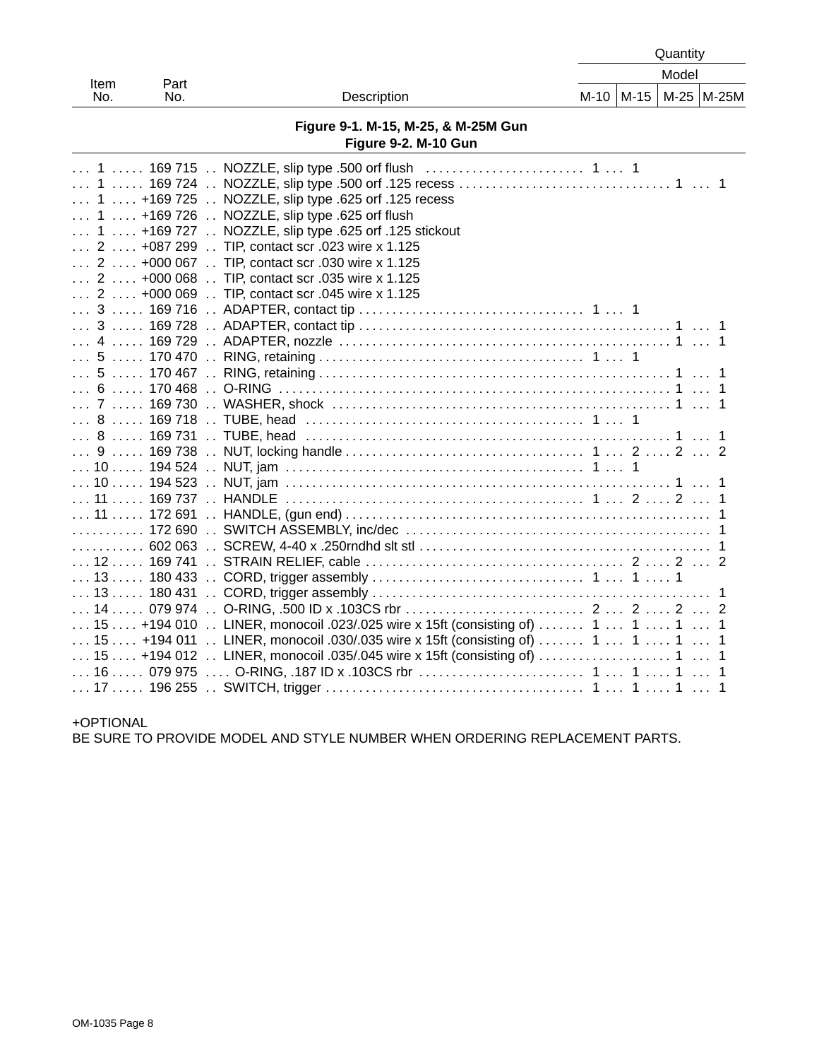| Item No. | Part No. | Description | Quantity | | | |
|---|---|---|---|---|---|---|
| | | | Model | | | |
| | | | M-10 | M-15 | M-25 | M-25M |
| | | **Figure 9-1. M-15, M-25, & M-25M Gun** | | | | |
| | | **Figure 9-2. M-10 Gun** | | | | |
| 1 | 169 715 | NOZZLE, slip type .500 orf flush | 1 | 1 | | |
| 1 | 169 724 | NOZZLE, slip type .500 orf .125 recess | | | 1 | 1 |
| 1 | +169 725 | NOZZLE, slip type .625 orf .125 recess | | | | |
| 1 | +169 726 | NOZZLE, slip type .625 orf flush | | | | |
| 1 | +169 727 | NOZZLE, slip type .625 orf .125 stickout | | | | |
| 2 | +087 299 | TIP, contact scr .023 wire x 1.125 | | | | |
| 2 | +000 067 | TIP, contact scr .030 wire x 1.125 | | | | |
| 2 | +000 068 | TIP, contact scr .035 wire x 1.125 | | | | |
| 2 | +000 069 | TIP, contact scr .045 wire x 1.125 | | | | |
| 3 | 169 716 | ADAPTER, contact tip | 1 | 1 | | |
| 3 | 169 728 | ADAPTER, contact tip | | | 1 | 1 |
| 4 | 169 729 | ADAPTER, nozzle | | | 1 | 1 |
| 5 | 170 470 | RING, retaining | 1 | 1 | | |
| 5 | 170 467 | RING, retaining | | | 1 | 1 |
| 6 | 170 468 | O-RING | | | 1 | 1 |
| 7 | 169 730 | WASHER, shock | | | 1 | 1 |
| 8 | 169 718 | TUBE, head | 1 | 1 | | |
| 8 | 169 731 | TUBE, head | | | 1 | 1 |
| 9 | 169 738 | NUT, locking handle | 1 | 2 | 2 | 2 |
| 10 | 194 524 | NUT, jam | 1 | 1 | | |
| 10 | 194 523 | NUT, jam | | | 1 | 1 |
| 11 | 169 737 | HANDLE | 1 | 2 | 2 | 1 |
| 11 | 172 691 | HANDLE, (gun end) | | | | 1 |
| | 172 690 | SWITCH ASSEMBLY, inc/dec | | | | 1 |
| | 602 063 | SCREW, 4-40 x .250rndhd slt stl | | | | 1 |
| 12 | 169 741 | STRAIN RELIEF, cable | | 2 | 2 | 2 |
| 13 | 180 433 | CORD, trigger assembly | 1 | 1 | 1 | |
| 13 | 180 431 | CORD, trigger assembly | | | | 1 |
| 14 | 079 974 | O-RING, .500 ID x .103CS rbr | 2 | 2 | 2 | 2 |
| 15 | +194 010 | LINER, monocoil .023/.025 wire x 15ft (consisting of) | 1 | 1 | 1 | 1 |
| 15 | +194 011 | LINER, monocoil .030/.035 wire x 15ft (consisting of) | 1 | 1 | 1 | 1 |
| 15 | +194 012 | LINER, monocoil .035/.045 wire x 15ft (consisting of) | | | 1 | 1 |
| 16 | 079 975 | O-RING, .187 ID x .103CS rbr | 1 | 1 | 1 | 1 |
| 17 | 196 255 | SWITCH, trigger | 1 | 1 | 1 | 1 |

+OPTIONAL
BE SURE TO PROVIDE MODEL AND STYLE NUMBER WHEN ORDERING REPLACEMENT PARTS.